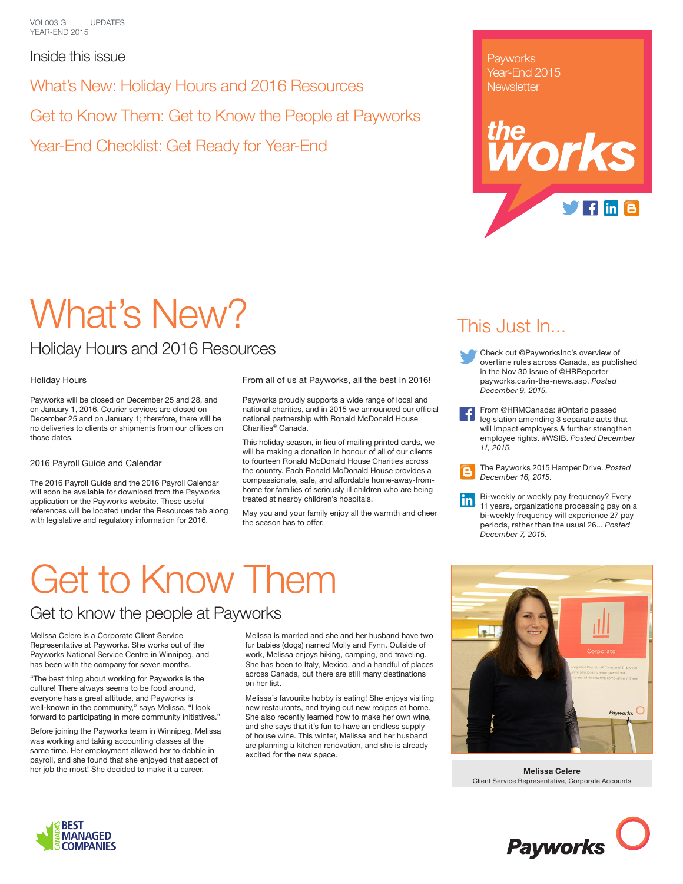VOL003 G UPDATES
YEAR-END 2015

## Inside this issue

What's New: Holiday Hours and 2016 Resources

Get to Know Them: Get to Know the People at Payworks

Year-End Checklist: Get Ready for Year-End

Payworks Year-End 2015 Newsletter

**the works**

# What's New?

## Holiday Hours and 2016 Resources

### Holiday Hours

Payworks will be closed on December 25 and 28, and on January 1, 2016. Courier services are closed on December 25 and on January 1; therefore, there will be no deliveries to clients or shipments from our offices on those dates.

### 2016 Payroll Guide and Calendar

The 2016 Payroll Guide and the 2016 Payroll Calendar will soon be available for download from the Payworks application or the Payworks website. These useful references will be located under the Resources tab along with legislative and regulatory information for 2016.

### From all of us at Payworks, all the best in 2016!

Payworks proudly supports a wide range of local and national charities, and in 2015 we announced our official national partnership with Ronald McDonald House Charities® Canada.

This holiday season, in lieu of mailing printed cards, we will be making a donation in honour of all of our clients to fourteen Ronald McDonald House Charities across the country. Each Ronald McDonald House provides a compassionate, safe, and affordable home-away-from-home for families of seriously ill children who are being treated at nearby children's hospitals.

May you and your family enjoy all the warmth and cheer the season has to offer.

## This Just In...

Check out @PayworksInc's overview of overtime rules across Canada, as published in the Nov 30 issue of @HRReporter payworks.ca/in-the-news.asp. *Posted December 9, 2015.*

From @HRMCanada: #Ontario passed legislation amending 3 separate acts that will impact employers & further strengthen employee rights. #WSIB. *Posted December 11, 2015.*

The Payworks 2015 Hamper Drive. *Posted December 16, 2015.*

Bi-weekly or weekly pay frequency? Every 11 years, organizations processing pay on a bi-weekly frequency will experience 27 pay periods, rather than the usual 26... *Posted December 7, 2015.*

# Get to Know Them

## Get to know the people at Payworks

Melissa Celere is a Corporate Client Service Representative at Payworks. She works out of the Payworks National Service Centre in Winnipeg, and has been with the company for seven months.

"The best thing about working for Payworks is the culture! There always seems to be food around, everyone has a great attitude, and Payworks is well-known in the community," says Melissa. "I look forward to participating in more community initiatives."

Before joining the Payworks team in Winnipeg, Melissa was working and taking accounting classes at the same time. Her employment allowed her to dabble in payroll, and she found that she enjoyed that aspect of her job the most! She decided to make it a career.

Melissa is married and she and her husband have two fur babies (dogs) named Molly and Fynn. Outside of work, Melissa enjoys hiking, camping, and traveling. She has been to Italy, Mexico, and a handful of places across Canada, but there are still many destinations on her list.

Melissa's favourite hobby is eating! She enjoys visiting new restaurants, and trying out new recipes at home. She also recently learned how to make her own wine, and she says that it's fun to have an endless supply of house wine. This winter, Melissa and her husband are planning a kitchen renovation, and she is already excited for the new space.

**Melissa Celere**
Client Service Representative, Corporate Accounts

CANADA'S BEST MANAGED COMPANIES

Payworks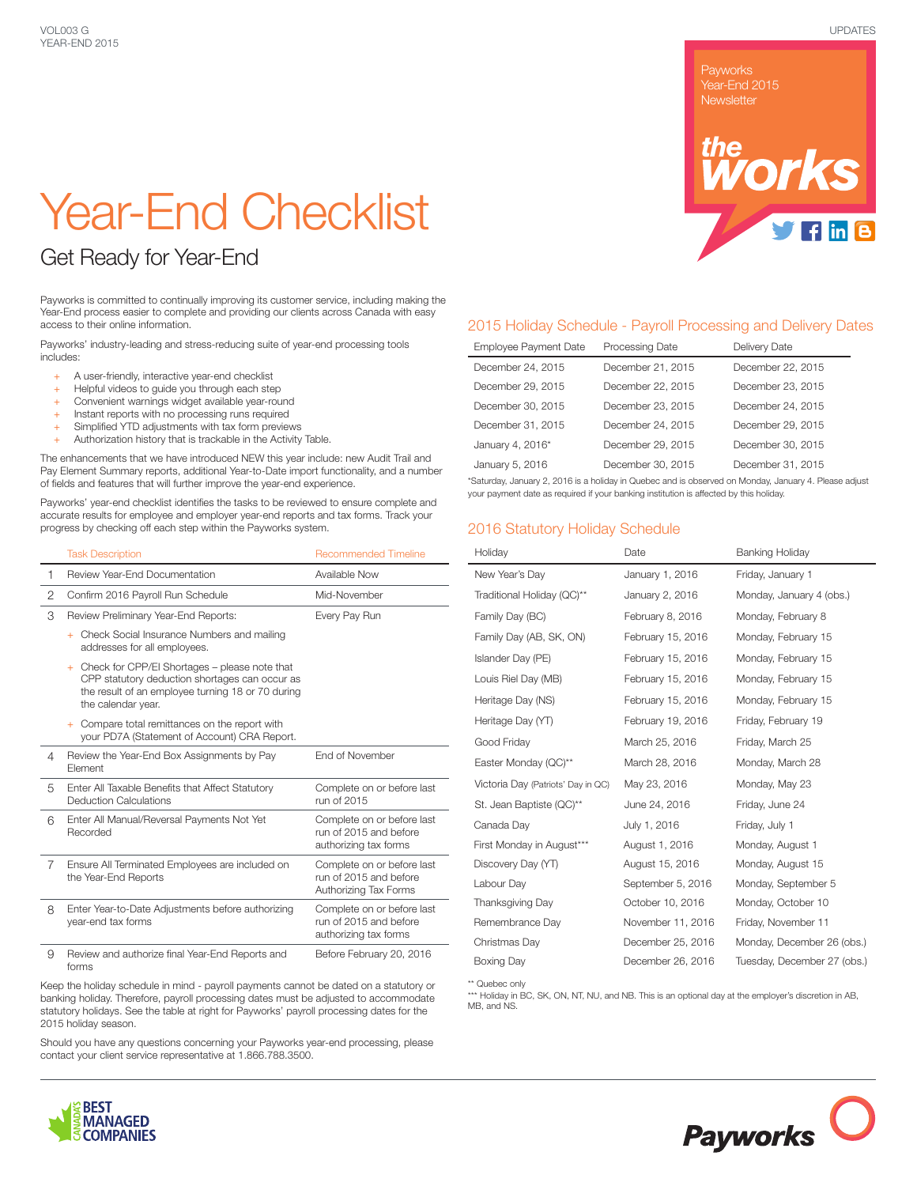Payworks Year-End 2015 Newsletter

**the works**

# Year-End Checklist

## Get Ready for Year-End

Payworks is committed to continually improving its customer service, including making the Year-End process easier to complete and providing our clients across Canada with easy access to their online information.

Payworks' industry-leading and stress-reducing suite of year-end processing tools includes:

- A user-friendly, interactive year-end checklist
- Helpful videos to guide you through each step
- Convenient warnings widget available year-round
- Instant reports with no processing runs required
- Simplified YTD adjustments with tax form previews
- Authorization history that is trackable in the Activity Table.

The enhancements that we have introduced NEW this year include: new Audit Trail and Pay Element Summary reports, additional Year-to-Date import functionality, and a number of fields and features that will further improve the year-end experience.

Payworks' year-end checklist identifies the tasks to be reviewed to ensure complete and accurate results for employee and employer year-end reports and tax forms. Track your progress by checking off each step within the Payworks system.

| | Task Description | Recommended Timeline |
|---|---|---|
| 1 | Review Year-End Documentation | Available Now |
| 2 | Confirm 2016 Payroll Run Schedule | Mid-November |
| 3 | Review Preliminary Year-End Reports:<br>+ Check Social Insurance Numbers and mailing addresses for all employees.<br>+ Check for CPP/EI Shortages – please note that CPP statutory deduction shortages can occur as the result of an employee turning 18 or 70 during the calendar year.<br>+ Compare total remittances on the report with your PD7A (Statement of Account) CRA Report. | Every Pay Run |
| 4 | Review the Year-End Box Assignments by Pay Element | End of November |
| 5 | Enter All Taxable Benefits that Affect Statutory Deduction Calculations | Complete on or before last run of 2015 |
| 6 | Enter All Manual/Reversal Payments Not Yet Recorded | Complete on or before last run of 2015 and before authorizing tax forms |
| 7 | Ensure All Terminated Employees are included on the Year-End Reports | Complete on or before last run of 2015 and before Authorizing Tax Forms |
| 8 | Enter Year-to-Date Adjustments before authorizing year-end tax forms | Complete on or before last run of 2015 and before authorizing tax forms |
| 9 | Review and authorize final Year-End Reports and forms | Before February 20, 2016 |

Keep the holiday schedule in mind - payroll payments cannot be dated on a statutory or banking holiday. Therefore, payroll processing dates must be adjusted to accommodate statutory holidays. See the table at right for Payworks' payroll processing dates for the 2015 holiday season.

Should you have any questions concerning your Payworks year-end processing, please contact your client service representative at 1.866.788.3500.

## 2015 Holiday Schedule - Payroll Processing and Delivery Dates

| Employee Payment Date | Processing Date | Delivery Date |
|---|---|---|
| December 24, 2015 | December 21, 2015 | December 22, 2015 |
| December 29, 2015 | December 22, 2015 | December 23, 2015 |
| December 30, 2015 | December 23, 2015 | December 24, 2015 |
| December 31, 2015 | December 24, 2015 | December 29, 2015 |
| January 4, 2016* | December 29, 2015 | December 30, 2015 |
| January 5, 2016 | December 30, 2015 | December 31, 2015 |

*Saturday, January 2, 2016 is a holiday in Quebec and is observed on Monday, January 4. Please adjust your payment date as required if your banking institution is affected by this holiday.

## 2016 Statutory Holiday Schedule

| Holiday | Date | Banking Holiday |
|---|---|---|
| New Year's Day | January 1, 2016 | Friday, January 1 |
| Traditional Holiday (QC)** | January 2, 2016 | Monday, January 4 (obs.) |
| Family Day (BC) | February 8, 2016 | Monday, February 8 |
| Family Day (AB, SK, ON) | February 15, 2016 | Monday, February 15 |
| Islander Day (PE) | February 15, 2016 | Monday, February 15 |
| Louis Riel Day (MB) | February 15, 2016 | Monday, February 15 |
| Heritage Day (NS) | February 15, 2016 | Monday, February 15 |
| Heritage Day (YT) | February 19, 2016 | Friday, February 19 |
| Good Friday | March 25, 2016 | Friday, March 25 |
| Easter Monday (QC)** | March 28, 2016 | Monday, March 28 |
| Victoria Day (Patriots' Day in QC) | May 23, 2016 | Monday, May 23 |
| St. Jean Baptiste (QC)** | June 24, 2016 | Friday, June 24 |
| Canada Day | July 1, 2016 | Friday, July 1 |
| First Monday in August*** | August 1, 2016 | Monday, August 1 |
| Discovery Day (YT) | August 15, 2016 | Monday, August 15 |
| Labour Day | September 5, 2016 | Monday, September 5 |
| Thanksgiving Day | October 10, 2016 | Monday, October 10 |
| Remembrance Day | November 11, 2016 | Friday, November 11 |
| Christmas Day | December 25, 2016 | Monday, December 26 (obs.) |
| Boxing Day | December 26, 2016 | Tuesday, December 27 (obs.) |

** Quebec only

*** Holiday in BC, SK, ON, NT, NU, and NB. This is an optional day at the employer's discretion in AB, MB, and NS.

Canada's Best Managed Companies

Payworks